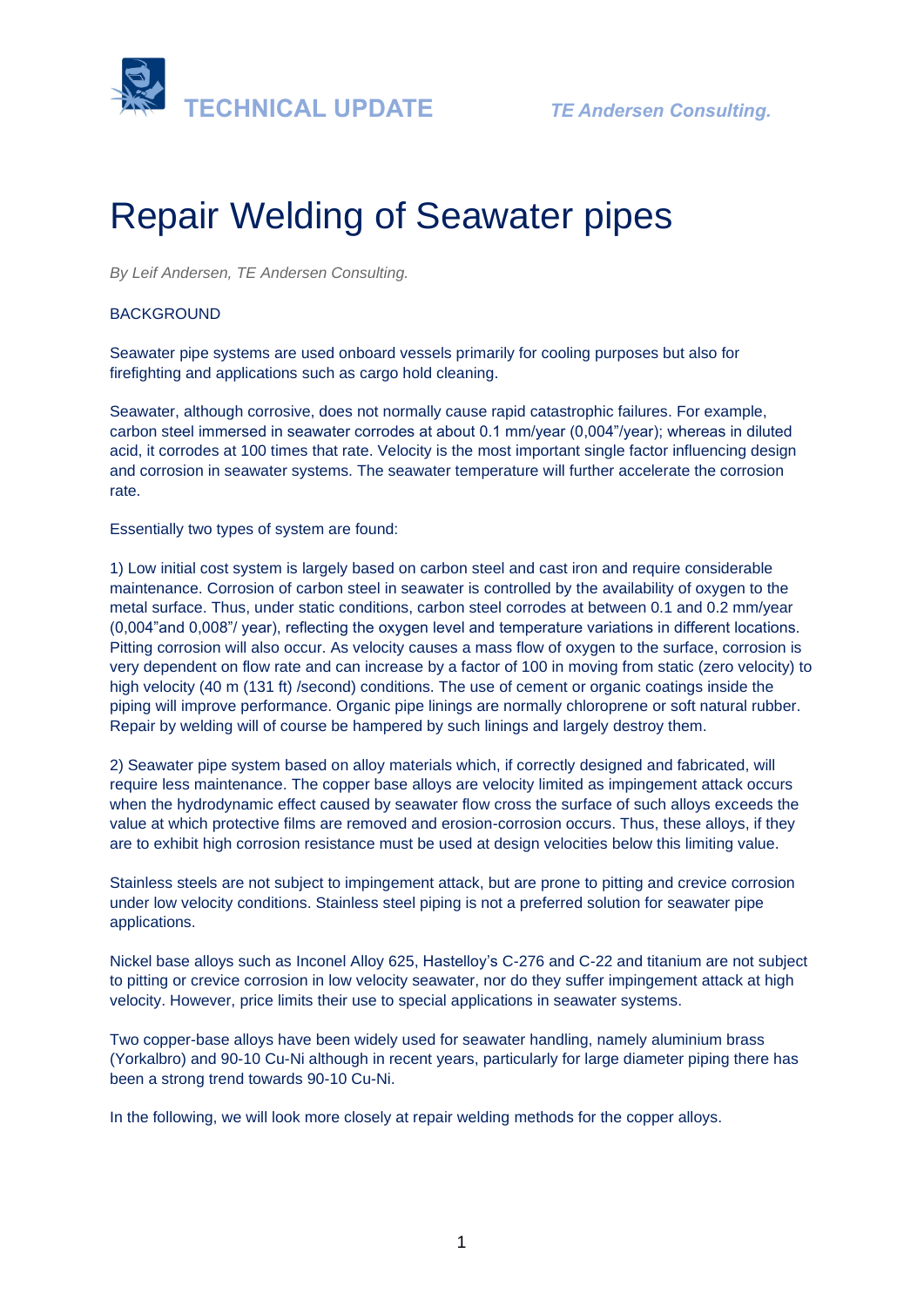# Repair Welding of Seawater pipes

*By Leif Andersen, TE Andersen Consulting.*

BACKGROUND

Seawater pipe systems are used onboard vessels primarily for cooling purposes but also for firefighting and applications such as cargo hold cleaning.

Seawater, although corrosive, does not normally cause rapid catastrophic failures. For example, carbon steel immersed in seawater corrodes at about 0.1 mm/year (0,004"/year); whereas in diluted acid, it corrodes at 100 times that rate. Velocity is the most important single factor influencing design and corrosion in seawater systems. The seawater temperature will further accelerate the corrosion rate.

Essentially two types of system are found:

1) Low initial cost system is largely based on carbon steel and cast iron and require considerable maintenance. Corrosion of carbon steel in seawater is controlled by the availability of oxygen to the metal surface. Thus, under static conditions, carbon steel corrodes at between 0.1 and 0.2 mm/year (0,004"and 0,008"/ year), reflecting the oxygen level and temperature variations in different locations. Pitting corrosion will also occur. As velocity causes a mass flow of oxygen to the surface, corrosion is very dependent on flow rate and can increase by a factor of 100 in moving from static (zero velocity) to high velocity (40 m (131 ft) /second) conditions. The use of cement or organic coatings inside the piping will improve performance. Organic pipe linings are normally chloroprene or soft natural rubber. Repair by welding will of course be hampered by such linings and largely destroy them.

2) Seawater pipe system based on alloy materials which, if correctly designed and fabricated, will require less maintenance. The copper base alloys are velocity limited as impingement attack occurs when the hydrodynamic effect caused by seawater flow cross the surface of such alloys exceeds the value at which protective films are removed and erosion-corrosion occurs. Thus, these alloys, if they are to exhibit high corrosion resistance must be used at design velocities below this limiting value.

Stainless steels are not subject to impingement attack, but are prone to pitting and crevice corrosion under low velocity conditions. Stainless steel piping is not a preferred solution for seawater pipe applications.

Nickel base alloys such as Inconel Alloy 625, Hastelloy's C-276 and C-22 and titanium are not subject to pitting or crevice corrosion in low velocity seawater, nor do they suffer impingement attack at high velocity. However, price limits their use to special applications in seawater systems.

Two copper-base alloys have been widely used for seawater handling, namely aluminium brass (Yorkalbro) and 90-10 Cu-Ni although in recent years, particularly for large diameter piping there has been a strong trend towards 90-10 Cu-Ni.

In the following, we will look more closely at repair welding methods for the copper alloys.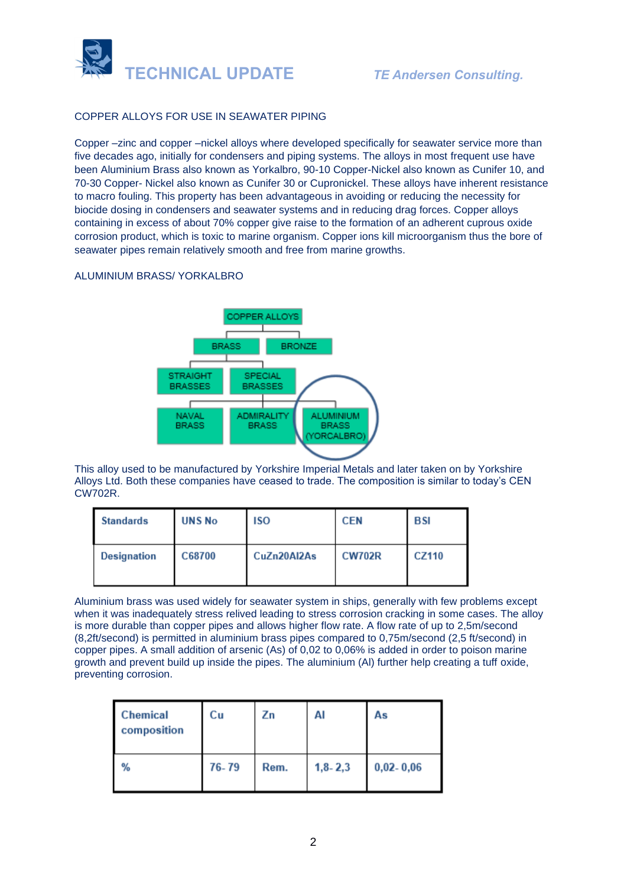COPPER ALLOYS FOR USE IN SEAWATER PIPING

Copper –zinc and copper –nickel alloys where developed specifically for seawater service more than five decades ago, initially for condensers and piping systems. The alloys in most frequent use have been Aluminium Brass also known as Yorkalbro, 90-10 Copper-Nickel also known as Cunifer 10, and 70-30 Copper- Nickel also known as Cunifer 30 or Cupronickel. These alloys have inherent resistance to macro fouling. This property has been advantageous in avoiding or reducing the necessity for biocide dosing in condensers and seawater systems and in reducing drag forces. Copper alloys containing in excess of about 70% copper give raise to the formation of an adherent cuprous oxide corrosion product, which is toxic to marine organism. Copper ions kill microorganism thus the bore of seawater pipes remain relatively smooth and free from marine growths.

ALUMINIUM BRASS/ YORKALBRO

COPPER ALLOYS
- BRASS
  - STRAIGHT BRASSES
  - SPECIAL BRASSES
    - NAVAL BRASS
    - ADMIRALITY BRASS
    - ALUMINIUM BRASS (YORCALBRO)
- BRONZE

This alloy used to be manufactured by Yorkshire Imperial Metals and later taken on by Yorkshire Alloys Ltd. Both these companies have ceased to trade. The composition is similar to today's CEN CW702R.

| Standards | UNS No | ISO | CEN | BSI |
|---|---|---|---|---|
| Designation | C68700 | CuZn20Al2As | CW702R | CZ110 |

Aluminium brass was used widely for seawater system in ships, generally with few problems except when it was inadequately stress relived leading to stress corrosion cracking in some cases. The alloy is more durable than copper pipes and allows higher flow rate. A flow rate of up to 2,5m/second (8,2ft/second) is permitted in aluminium brass pipes compared to 0,75m/second (2,5 ft/second) in copper pipes. A small addition of arsenic (As) of 0,02 to 0,06% is added in order to poison marine growth and prevent build up inside the pipes. The aluminium (Al) further help creating a tuff oxide, preventing corrosion.

| Chemical composition | Cu | Zn | Al | As |
|---|---|---|---|---|
| % | 76- 79 | Rem. | 1,8- 2,3 | 0,02- 0,06 |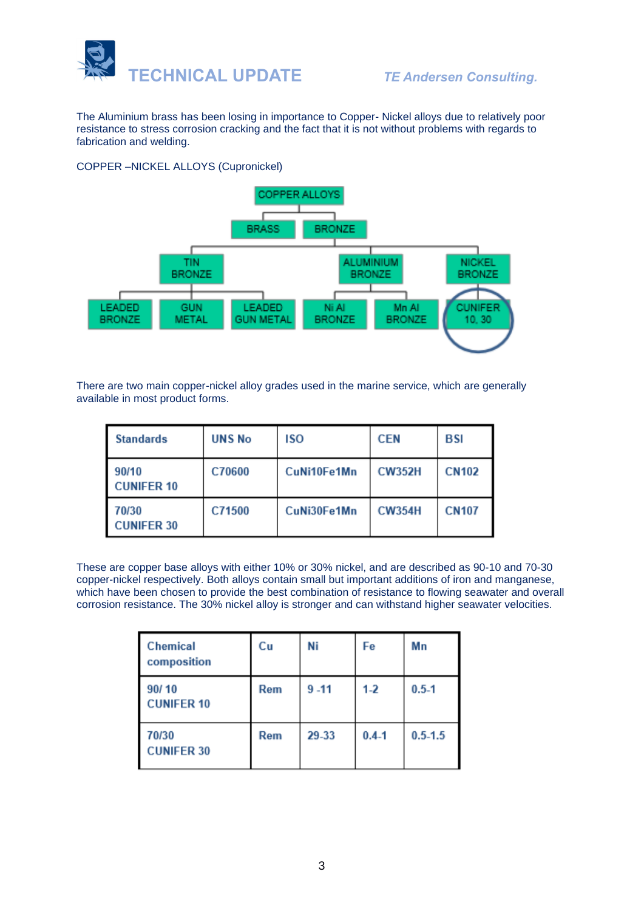The Aluminium brass has been losing in importance to Copper- Nickel alloys due to relatively poor resistance to stress corrosion cracking and the fact that it is not without problems with regards to fabrication and welding.

COPPER –NICKEL ALLOYS (Cupronickel)

- COPPER ALLOYS
  - BRASS
  - BRONZE
    - TIN BRONZE
      - LEADED BRONZE
      - GUN METAL
      - LEADED GUN METAL
    - ALUMINIUM BRONZE
      - Ni Al BRONZE
      - Mn Al BRONZE
    - NICKEL BRONZE
      - CUNIFER 10, 30

There are two main copper-nickel alloy grades used in the marine service, which are generally available in most product forms.

| Standards | UNS No | ISO | CEN | BSI |
|---|---|---|---|---|
| 90/10 CUNIFER 10 | C70600 | CuNi10Fe1Mn | CW352H | CN102 |
| 70/30 CUNIFER 30 | C71500 | CuNi30Fe1Mn | CW354H | CN107 |

These are copper base alloys with either 10% or 30% nickel, and are described as 90-10 and 70-30 copper-nickel respectively. Both alloys contain small but important additions of iron and manganese, which have been chosen to provide the best combination of resistance to flowing seawater and overall corrosion resistance. The 30% nickel alloy is stronger and can withstand higher seawater velocities.

| Chemical composition | Cu | Ni | Fe | Mn |
|---|---|---|---|---|
| 90/ 10 CUNIFER 10 | Rem | 9 -11 | 1-2 | 0.5-1 |
| 70/30 CUNIFER 30 | Rem | 29-33 | 0.4-1 | 0.5-1.5 |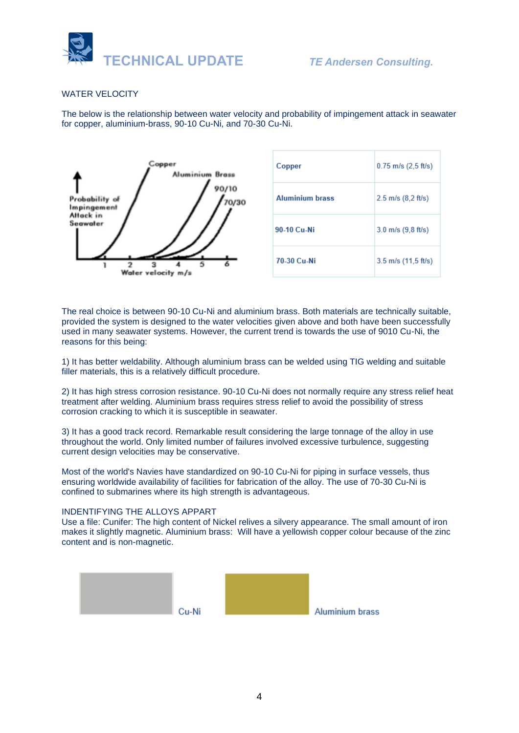## WATER VELOCITY

The below is the relationship between water velocity and probability of impingement attack in seawater for copper, aluminium-brass, 90-10 Cu-Ni, and 70-30 Cu-Ni.

| Copper | 0.75 m/s (2,5 ft/s) |
|---|---|
| Aluminium brass | 2.5 m/s (8,2 ft/s) |
| 90-10 Cu-Ni | 3.0 m/s (9,8 ft/s) |
| 70-30 Cu-Ni | 3.5 m/s (11,5 ft/s) |

The real choice is between 90-10 Cu-Ni and aluminium brass. Both materials are technically suitable, provided the system is designed to the water velocities given above and both have been successfully used in many seawater systems. However, the current trend is towards the use of 9010 Cu-Ni, the reasons for this being:

1) It has better weldability. Although aluminium brass can be welded using TIG welding and suitable filler materials, this is a relatively difficult procedure.

2) It has high stress corrosion resistance. 90-10 Cu-Ni does not normally require any stress relief heat treatment after welding. Aluminium brass requires stress relief to avoid the possibility of stress corrosion cracking to which it is susceptible in seawater.

3) It has a good track record. Remarkable result considering the large tonnage of the alloy in use throughout the world. Only limited number of failures involved excessive turbulence, suggesting current design velocities may be conservative.

Most of the world's Navies have standardized on 90-10 Cu-Ni for piping in surface vessels, thus ensuring worldwide availability of facilities for fabrication of the alloy. The use of 70-30 Cu-Ni is confined to submarines where its high strength is advantageous.

## INDENTIFYING THE ALLOYS APPART

Use a file: Cunifer: The high content of Nickel relives a silvery appearance. The small amount of iron makes it slightly magnetic. Aluminium brass: Will have a yellowish copper colour because of the zinc content and is non-magnetic.

Cu-Ni

Aluminium brass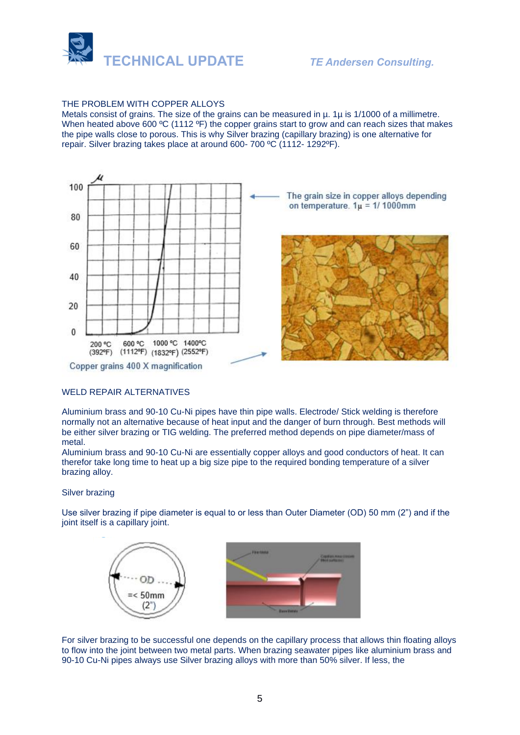THE PROBLEM WITH COPPER ALLOYS

Metals consist of grains. The size of the grains can be measured in µ. 1µ is 1/1000 of a millimetre. When heated above 600 ºC (1112 ºF) the copper grains start to grow and can reach sizes that makes the pipe walls close to porous. This is why Silver brazing (capillary brazing) is one alternative for repair. Silver brazing takes place at around 600- 700 ºC (1112- 1292ºF).

The grain size in copper alloys depending on temperature. 1µ = 1/ 1000mm

Copper grains 400 X magnification

WELD REPAIR ALTERNATIVES

Aluminium brass and 90-10 Cu-Ni pipes have thin pipe walls. Electrode/ Stick welding is therefore normally not an alternative because of heat input and the danger of burn through. Best methods will be either silver brazing or TIG welding. The preferred method depends on pipe diameter/mass of metal.

Aluminium brass and 90-10 Cu-Ni are essentially copper alloys and good conductors of heat. It can therefor take long time to heat up a big size pipe to the required bonding temperature of a silver brazing alloy.

Silver brazing

Use silver brazing if pipe diameter is equal to or less than Outer Diameter (OD) 50 mm (2") and if the joint itself is a capillary joint.

For silver brazing to be successful one depends on the capillary process that allows thin floating alloys to flow into the joint between two metal parts. When brazing seawater pipes like aluminium brass and 90-10 Cu-Ni pipes always use Silver brazing alloys with more than 50% silver. If less, the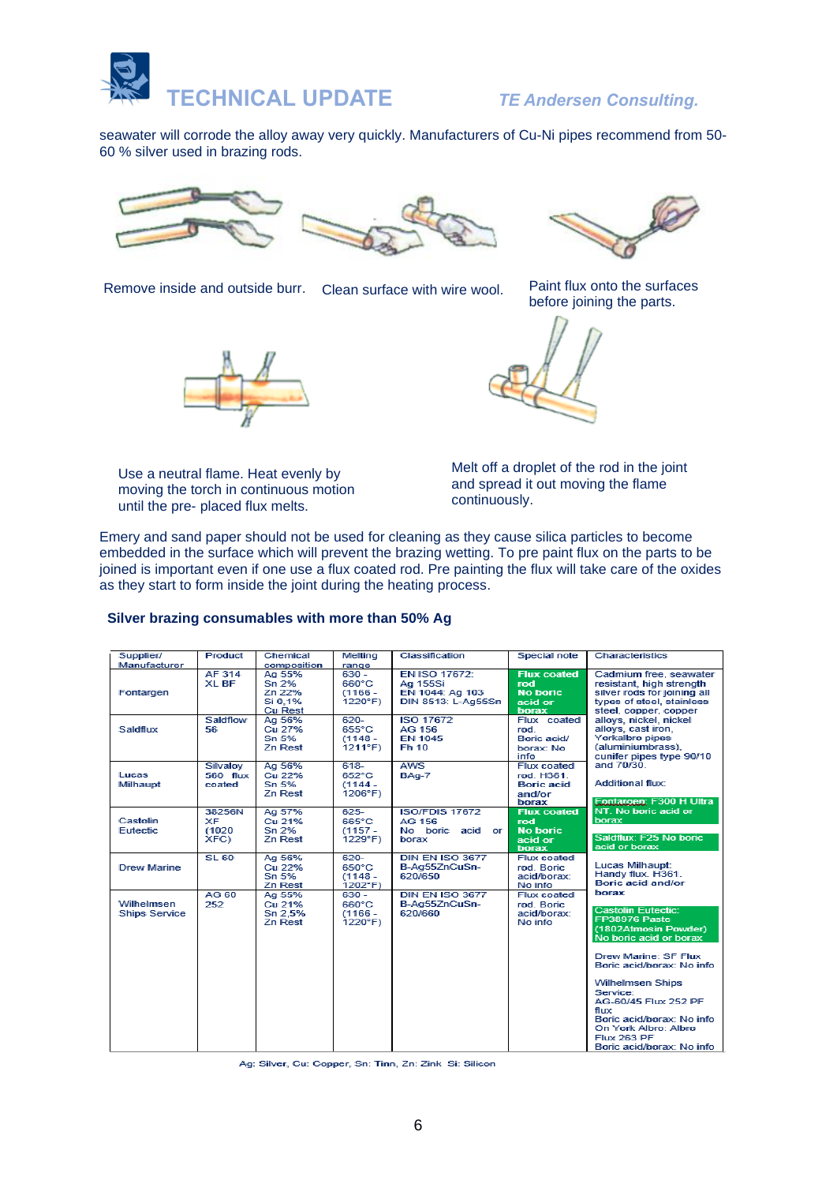seawater will corrode the alloy away very quickly. Manufacturers of Cu-Ni pipes recommend from 50-60 % silver used in brazing rods.

Remove inside and outside burr.

Clean surface with wire wool.

Paint flux onto the surfaces before joining the parts.

Use a neutral flame. Heat evenly by moving the torch in continuous motion until the pre- placed flux melts.

Melt off a droplet of the rod in the joint and spread it out moving the flame continuously.

Emery and sand paper should not be used for cleaning as they cause silica particles to become embedded in the surface which will prevent the brazing wetting. To pre paint flux on the parts to be joined is important even if one use a flux coated rod. Pre painting the flux will take care of the oxides as they start to form inside the joint during the heating process.

**Silver brazing consumables with more than 50% Ag**

| Supplier/ Manufacturer | Product | Chemical composition | Melting range | Classification | Special note | Characteristics |
|---|---|---|---|---|---|---|
| Fontargen | AF 314 XL BF | Ag 55% Sn 2% Zn 22% Si 0,1% Cu Rest | 630 - 660°C (1166 - 1220°F) | EN ISO 17672: Ag 155Si EN 1044: Ag 103 DIN 8513: L-Ag55Sn | **Flux coated rod No boric acid or borax** | Cadmium free, seawater resistant, high strength silver rods for joining all types of steel, stainless steel, copper, copper alloys, nickel, nickel alloys, cast iron, Yorkalbro pipes (aluminiumbrass), cunifer pipes type 90/10 and 70/30. Additional flux: **Fontargen: F300 H Ultra NT. No boric acid or borax** **Saldflux: F25 No boric acid or borax** Lucas Milhaupt: Handy flux. H361. Boric acid and/or borax **Castolin Eutectic: FP38976 Paste (1802Atmosin Powder) No boric acid or borax** Drew Marine: SF Flux Boric acid/borax: No info Wilhelmsen Ships Service: AG-60/45 Flux 252 PF flux Boric acid/borax: No info On York Albro: Albro Flux 263 PF Boric acid/borax: No info |
| Saldflux | Saldflow 56 | Ag 56% Cu 27% Sn 5% Zn Rest | 620- 655°C (1148 - 1211°F) | ISO 17672 AG 156 EN 1045 Fh 10 | Flux coated rod. Boric acid/ borax: No info | |
| Lucas Milhaupt | Silvaloy 560 flux coated | Ag 56% Cu 22% Sn 5% Zn Rest | 618- 652°C (1144 - 1206°F) | AWS BAg-7 | Flux coated rod. H361. Boric acid and/or borax | |
| Castolin Eutectic | 38256N XF (1020 XFC) | Ag 57% Cu 21% Sn 2% Zn Rest | 625- 665°C (1157 - 1229°F) | ISO/FDIS 17672 AG 156 No boric acid or borax | **Flux coated rod No boric acid or borax** | |
| Drew Marine | SL 60 | Ag 56% Cu 22% Sn 5% Zn Rest | 620- 650°C (1148 - 1202°F) | DIN EN ISO 3677 B-Ag55ZnCuSn-620/650 | Flux coated rod. Boric acid/borax: No info | |
| Wilhelmsen Ships Service | AG 60 252 | Ag 55% Cu 21% Sn 2,5% Zn Rest | 630 - 660°C (1166 - 1220°F) | DIN EN ISO 3677 B-Ag55ZnCuSn-620/660 | Flux coated rod. Boric acid/borax: No info | |

Ag: Silver, Cu: Copper, Sn: Tinn, Zn: Zink Si: Silicon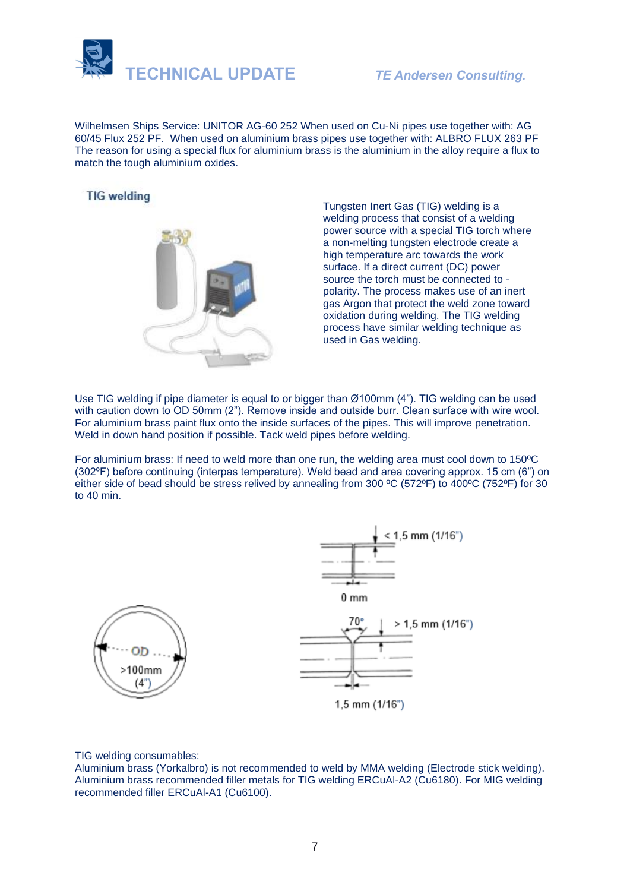Wilhelmsen Ships Service: UNITOR AG-60 252 When used on Cu-Ni pipes use together with: AG 60/45 Flux 252 PF. When used on aluminium brass pipes use together with: ALBRO FLUX 263 PF The reason for using a special flux for aluminium brass is the aluminium in the alloy require a flux to match the tough aluminium oxides.

## TIG welding

Tungsten Inert Gas (TIG) welding is a welding process that consist of a welding power source with a special TIG torch where a non-melting tungsten electrode create a high temperature arc towards the work surface. If a direct current (DC) power source the torch must be connected to - polarity. The process makes use of an inert gas Argon that protect the weld zone toward oxidation during welding. The TIG welding process have similar welding technique as used in Gas welding.

Use TIG welding if pipe diameter is equal to or bigger than Ø100mm (4"). TIG welding can be used with caution down to OD 50mm (2"). Remove inside and outside burr. Clean surface with wire wool. For aluminium brass paint flux onto the inside surfaces of the pipes. This will improve penetration. Weld in down hand position if possible. Tack weld pipes before welding.

For aluminium brass: If need to weld more than one run, the welding area must cool down to 150ºC (302ºF) before continuing (interpas temperature). Weld bead and area covering approx. 15 cm (6") on either side of bead should be stress relived by annealing from 300 ºC (572ºF) to 400ºC (752ºF) for 30 to 40 min.

TIG welding consumables:
Aluminium brass (Yorkalbro) is not recommended to weld by MMA welding (Electrode stick welding). Aluminium brass recommended filler metals for TIG welding ERCuAl-A2 (Cu6180). For MIG welding recommended filler ERCuAl-A1 (Cu6100).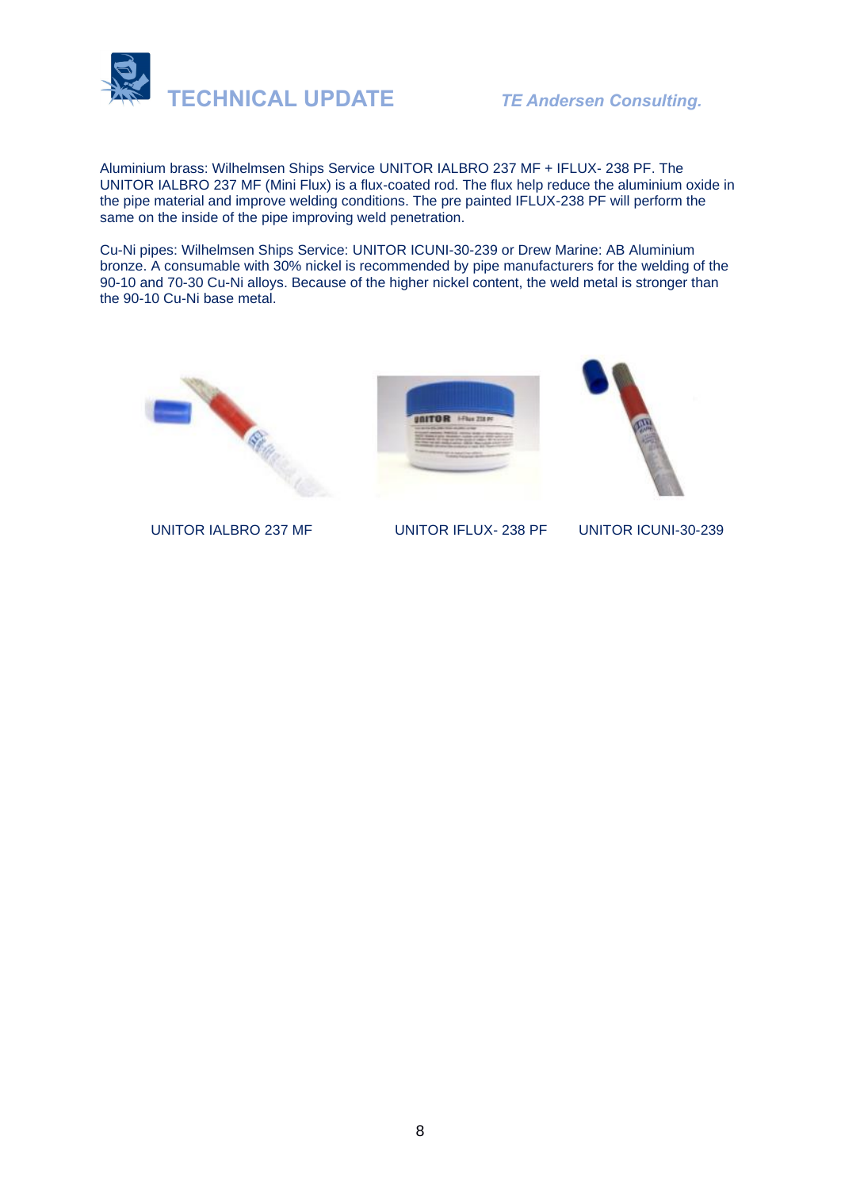Aluminium brass: Wilhelmsen Ships Service UNITOR IALBRO 237 MF + IFLUX- 238 PF. The UNITOR IALBRO 237 MF (Mini Flux) is a flux-coated rod. The flux help reduce the aluminium oxide in the pipe material and improve welding conditions. The pre painted IFLUX-238 PF will perform the same on the inside of the pipe improving weld penetration.

Cu-Ni pipes: Wilhelmsen Ships Service: UNITOR ICUNI-30-239 or Drew Marine: AB Aluminium bronze. A consumable with 30% nickel is recommended by pipe manufacturers for the welding of the 90-10 and 70-30 Cu-Ni alloys. Because of the higher nickel content, the weld metal is stronger than the 90-10 Cu-Ni base metal.

UNITOR IALBRO 237 MF

UNITOR IFLUX- 238 PF

UNITOR ICUNI-30-239